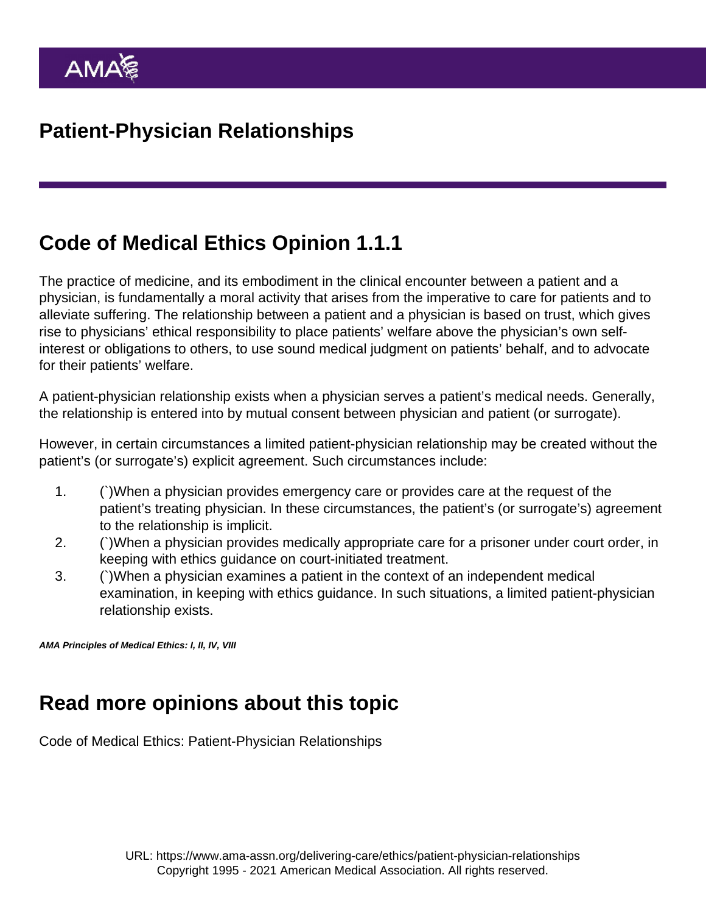AMA

# Patient-Physician Relationships

## Code of Medical Ethics Opinion 1.1.1

The practice of medicine, and its embodiment in the clinical encounter between a patient and a physician, is fundamentally a moral activity that arises from the imperative to care for patients and to alleviate suffering. The relationship between a patient and a physician is based on trust, which gives rise to physicians' ethical responsibility to place patients' welfare above the physician's own self-interest or obligations to others, to use sound medical judgment on patients' behalf, and to advocate for their patients' welfare.

A patient-physician relationship exists when a physician serves a patient's medical needs. Generally, the relationship is entered into by mutual consent between physician and patient (or surrogate).

However, in certain circumstances a limited patient-physician relationship may be created without the patient's (or surrogate's) explicit agreement. Such circumstances include:

1. (`)When a physician provides emergency care or provides care at the request of the patient's treating physician. In these circumstances, the patient's (or surrogate's) agreement to the relationship is implicit.
2. (`)When a physician provides medically appropriate care for a prisoner under court order, in keeping with ethics guidance on court-initiated treatment.
3. (`)When a physician examines a patient in the context of an independent medical examination, in keeping with ethics guidance. In such situations, a limited patient-physician relationship exists.

***AMA Principles of Medical Ethics: I, II, IV, VIII***

## Read more opinions about this topic

Code of Medical Ethics: Patient-Physician Relationships

URL: https://www.ama-assn.org/delivering-care/ethics/patient-physician-relationships
Copyright 1995 - 2021 American Medical Association. All rights reserved.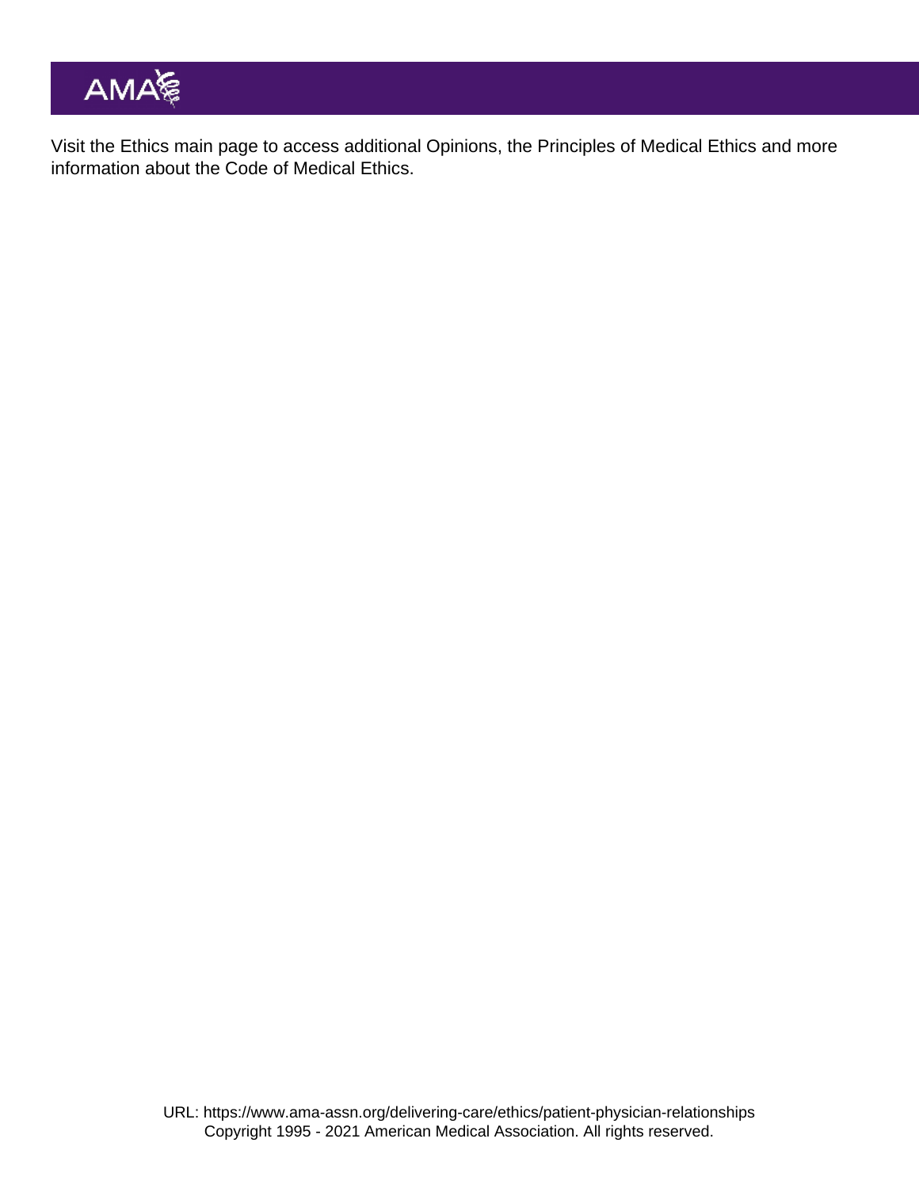Visit the Ethics main page to access additional Opinions, the Principles of Medical Ethics and more information about the Code of Medical Ethics.